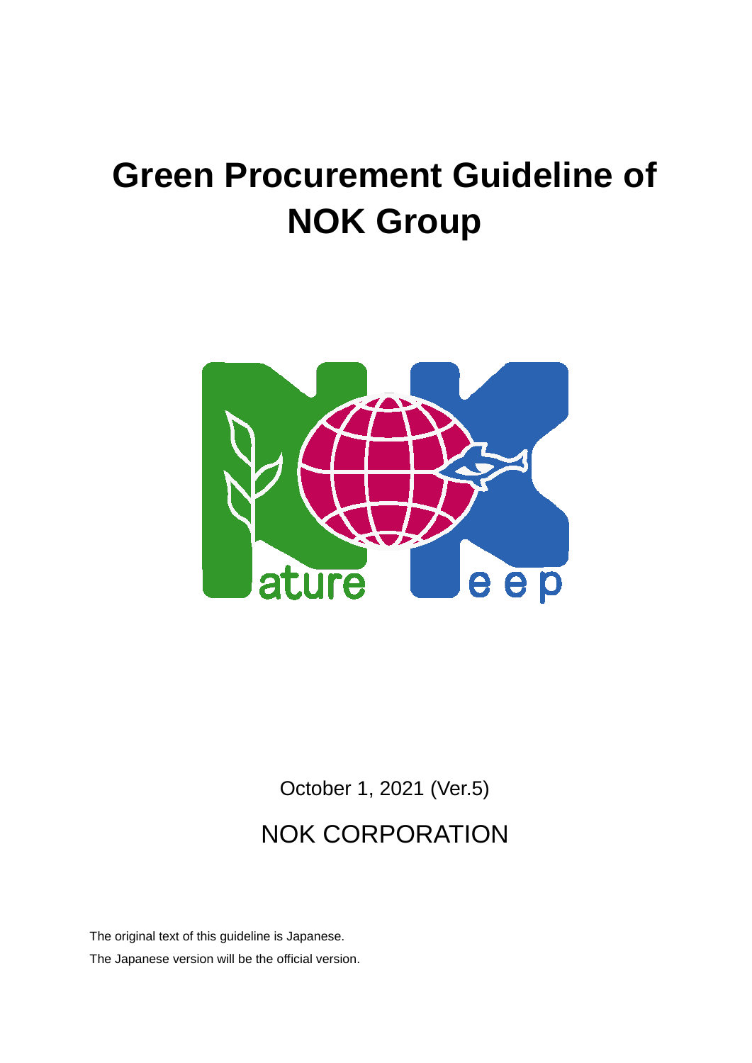# Green Procurement Guideline of NOK Group

October 1, 2021 (Ver.5)

NOK CORPORATION

The original text of this guideline is Japanese.

The Japanese version will be the official version.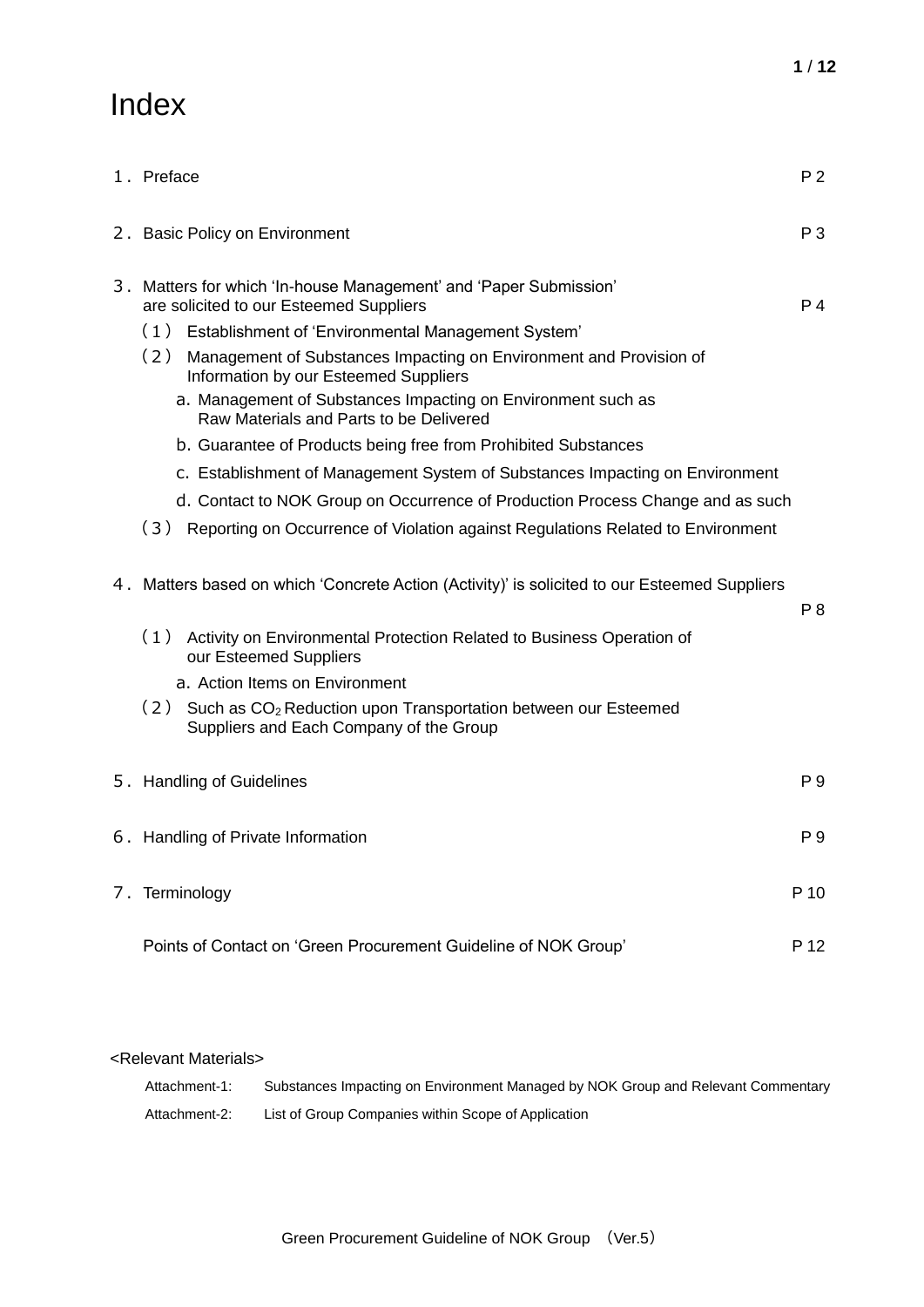# Index

| | |
|---|---|
| 1. Preface | P 2 |
| 2. Basic Policy on Environment | P 3 |
| 3. Matters for which 'In-house Management' and 'Paper Submission' are solicited to our Esteemed Suppliers | P 4 |
| (1) Establishment of 'Environmental Management System' | |
| (2) Management of Substances Impacting on Environment and Provision of Information by our Esteemed Suppliers | |
| a. Management of Substances Impacting on Environment such as Raw Materials and Parts to be Delivered | |
| b. Guarantee of Products being free from Prohibited Substances | |
| c. Establishment of Management System of Substances Impacting on Environment | |
| d. Contact to NOK Group on Occurrence of Production Process Change and as such | |
| (3) Reporting on Occurrence of Violation against Regulations Related to Environment | |
| 4. Matters based on which 'Concrete Action (Activity)' is solicited to our Esteemed Suppliers | P 8 |
| (1) Activity on Environmental Protection Related to Business Operation of our Esteemed Suppliers | |
| a. Action Items on Environment | |
| (2) Such as $CO_2$ Reduction upon Transportation between our Esteemed Suppliers and Each Company of the Group | |
| 5. Handling of Guidelines | P 9 |
| 6. Handling of Private Information | P 9 |
| 7. Terminology | P 10 |
| Points of Contact on 'Green Procurement Guideline of NOK Group' | P 12 |

<Relevant Materials>

- Attachment-1: Substances Impacting on Environment Managed by NOK Group and Relevant Commentary
- Attachment-2: List of Group Companies within Scope of Application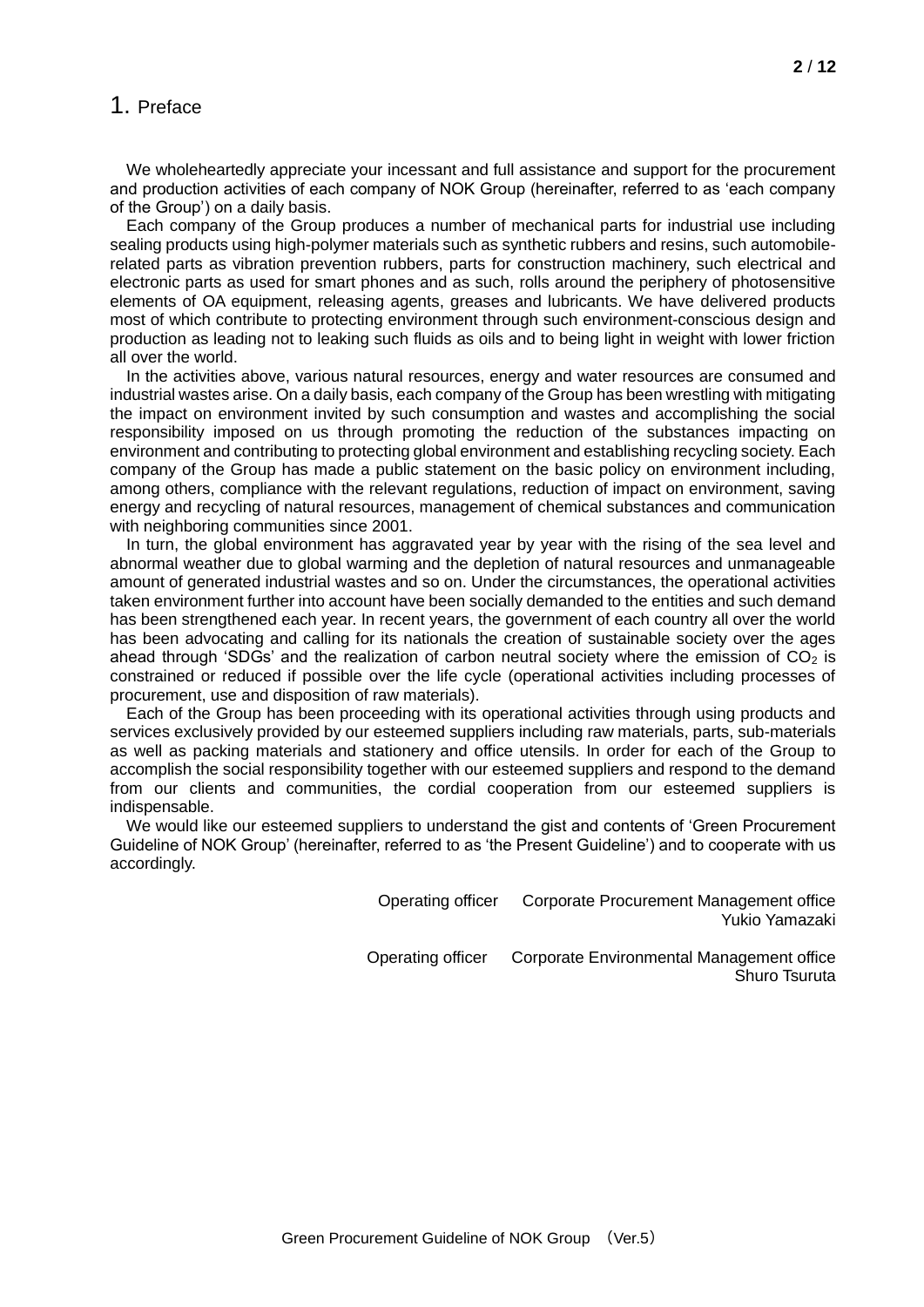# 1. Preface

We wholeheartedly appreciate your incessant and full assistance and support for the procurement and production activities of each company of NOK Group (hereinafter, referred to as 'each company of the Group') on a daily basis.

Each company of the Group produces a number of mechanical parts for industrial use including sealing products using high-polymer materials such as synthetic rubbers and resins, such automobile-related parts as vibration prevention rubbers, parts for construction machinery, such electrical and electronic parts as used for smart phones and as such, rolls around the periphery of photosensitive elements of OA equipment, releasing agents, greases and lubricants. We have delivered products most of which contribute to protecting environment through such environment-conscious design and production as leading not to leaking such fluids as oils and to being light in weight with lower friction all over the world.

In the activities above, various natural resources, energy and water resources are consumed and industrial wastes arise. On a daily basis, each company of the Group has been wrestling with mitigating the impact on environment invited by such consumption and wastes and accomplishing the social responsibility imposed on us through promoting the reduction of the substances impacting on environment and contributing to protecting global environment and establishing recycling society. Each company of the Group has made a public statement on the basic policy on environment including, among others, compliance with the relevant regulations, reduction of impact on environment, saving energy and recycling of natural resources, management of chemical substances and communication with neighboring communities since 2001.

In turn, the global environment has aggravated year by year with the rising of the sea level and abnormal weather due to global warming and the depletion of natural resources and unmanageable amount of generated industrial wastes and so on. Under the circumstances, the operational activities taken environment further into account have been socially demanded to the entities and such demand has been strengthened each year. In recent years, the government of each country all over the world has been advocating and calling for its nationals the creation of sustainable society over the ages ahead through 'SDGs' and the realization of carbon neutral society where the emission of $CO_2$ is constrained or reduced if possible over the life cycle (operational activities including processes of procurement, use and disposition of raw materials).

Each of the Group has been proceeding with its operational activities through using products and services exclusively provided by our esteemed suppliers including raw materials, parts, sub-materials as well as packing materials and stationery and office utensils. In order for each of the Group to accomplish the social responsibility together with our esteemed suppliers and respond to the demand from our clients and communities, the cordial cooperation from our esteemed suppliers is indispensable.

We would like our esteemed suppliers to understand the gist and contents of 'Green Procurement Guideline of NOK Group' (hereinafter, referred to as 'the Present Guideline') and to cooperate with us accordingly.

Operating officer　Corporate Procurement Management office
Yukio Yamazaki

Operating officer　Corporate Environmental Management office
Shuro Tsuruta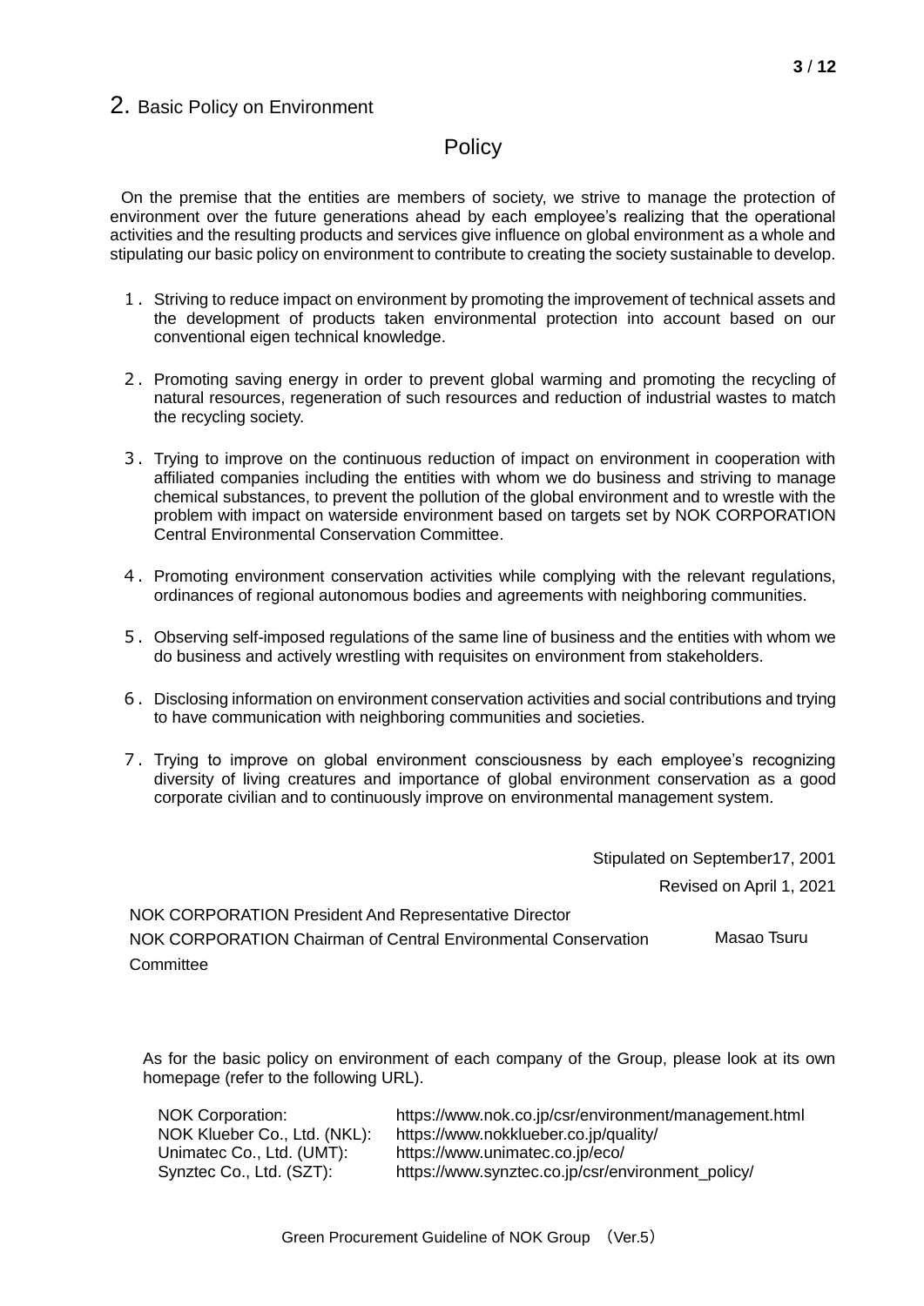## 2. Basic Policy on Environment

### Policy

On the premise that the entities are members of society, we strive to manage the protection of environment over the future generations ahead by each employee's realizing that the operational activities and the resulting products and services give influence on global environment as a whole and stipulating our basic policy on environment to contribute to creating the society sustainable to develop.

1. Striving to reduce impact on environment by promoting the improvement of technical assets and the development of products taken environmental protection into account based on our conventional eigen technical knowledge.

2. Promoting saving energy in order to prevent global warming and promoting the recycling of natural resources, regeneration of such resources and reduction of industrial wastes to match the recycling society.

3. Trying to improve on the continuous reduction of impact on environment in cooperation with affiliated companies including the entities with whom we do business and striving to manage chemical substances, to prevent the pollution of the global environment and to wrestle with the problem with impact on waterside environment based on targets set by NOK CORPORATION Central Environmental Conservation Committee.

4. Promoting environment conservation activities while complying with the relevant regulations, ordinances of regional autonomous bodies and agreements with neighboring communities.

5. Observing self-imposed regulations of the same line of business and the entities with whom we do business and actively wrestling with requisites on environment from stakeholders.

6. Disclosing information on environment conservation activities and social contributions and trying to have communication with neighboring communities and societies.

7. Trying to improve on global environment consciousness by each employee's recognizing diversity of living creatures and importance of global environment conservation as a good corporate civilian and to continuously improve on environmental management system.

Stipulated on September17, 2001

Revised on April 1, 2021

NOK CORPORATION President And Representative Director
NOK CORPORATION Chairman of Central Environmental Conservation Committee
Masao Tsuru

As for the basic policy on environment of each company of the Group, please look at its own homepage (refer to the following URL).

| | |
|---|---|
| NOK Corporation: | https://www.nok.co.jp/csr/environment/management.html |
| NOK Klueber Co., Ltd. (NKL): | https://www.nokklueber.co.jp/quality/ |
| Unimatec Co., Ltd. (UMT): | https://www.unimatec.co.jp/eco/ |
| Synztec Co., Ltd. (SZT): | https://www.synztec.co.jp/csr/environment_policy/ |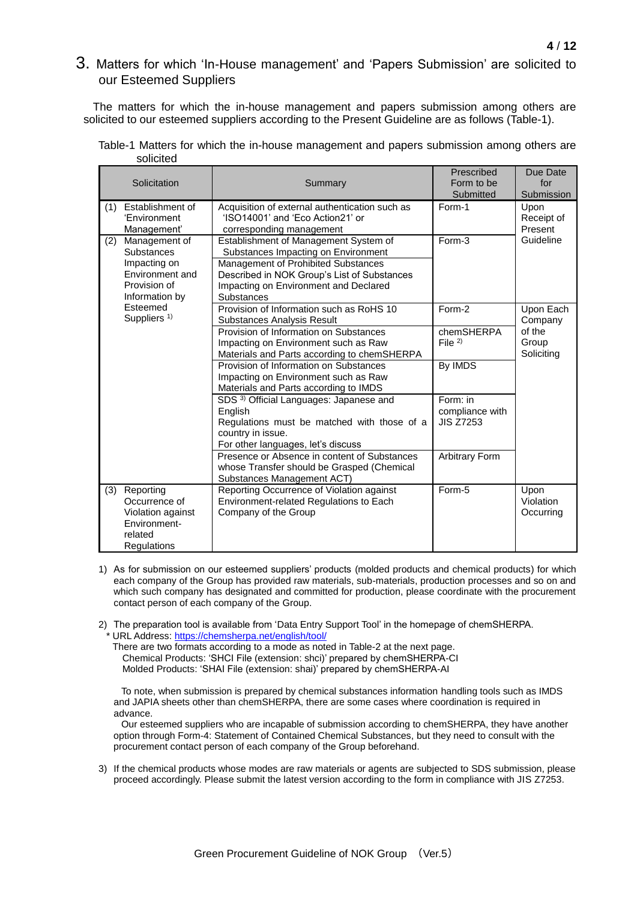# 3. Matters for which 'In-House management' and 'Papers Submission' are solicited to our Esteemed Suppliers

The matters for which the in-house management and papers submission among others are solicited to our esteemed suppliers according to the Present Guideline are as follows (Table-1).

Table-1 Matters for which the in-house management and papers submission among others are solicited

| Solicitation | Summary | Prescribed Form to be Submitted | Due Date for Submission |
|---|---|---|---|
| (1) Establishment of 'Environment Management' | Acquisition of external authentication such as 'ISO14001' and 'Eco Action21' or corresponding management | Form-1 | Upon Receipt of Present Guideline |
| (2) Management of Substances Impacting on Environment and Provision of Information by Esteemed Suppliers [1] | Establishment of Management System of Substances Impacting on Environment | Form-3 | |
| | Management of Prohibited Substances Described in NOK Group's List of Substances Impacting on Environment and Declared Substances | | |
| | Provision of Information such as RoHS 10 Substances Analysis Result | Form-2 | Upon Each Company of the Group Soliciting |
| | Provision of Information on Substances Impacting on Environment such as Raw Materials and Parts according to chemSHERPA | chemSHERPA File [2] | |
| | Provision of Information on Substances Impacting on Environment such as Raw Materials and Parts according to IMDS | By IMDS | |
| | SDS [3] Official Languages: Japanese and English<br>Regulations must be matched with those of a country in issue.<br>For other languages, let's discuss | Form: in compliance with JIS Z7253 | |
| | Presence or Absence in content of Substances whose Transfer should be Grasped (Chemical Substances Management ACT) | Arbitrary Form | |
| (3) Reporting Occurrence of Violation against Environment-related Regulations | Reporting Occurrence of Violation against Environment-related Regulations to Each Company of the Group | Form-5 | Upon Violation Occurring |

1) As for submission on our esteemed suppliers' products (molded products and chemical products) for which each company of the Group has provided raw materials, sub-materials, production processes and so on and which such company has designated and committed for production, please coordinate with the procurement contact person of each company of the Group.

2) The preparation tool is available from 'Data Entry Support Tool' in the homepage of chemSHERPA.
   \* URL Address: https://chemsherpa.net/english/tool/
   There are two formats according to a mode as noted in Table-2 at the next page.
   Chemical Products: 'SHCI File (extension: shci)' prepared by chemSHERPA-CI
   Molded Products: 'SHAI File (extension: shai)' prepared by chemSHERPA-AI

   To note, when submission is prepared by chemical substances information handling tools such as IMDS and JAPIA sheets other than chemSHERPA, there are some cases where coordination is required in advance.
   Our esteemed suppliers who are incapable of submission according to chemSHERPA, they have another option through Form-4: Statement of Contained Chemical Substances, but they need to consult with the procurement contact person of each company of the Group beforehand.

3) If the chemical products whose modes are raw materials or agents are subjected to SDS submission, please proceed accordingly. Please submit the latest version according to the form in compliance with JIS Z7253.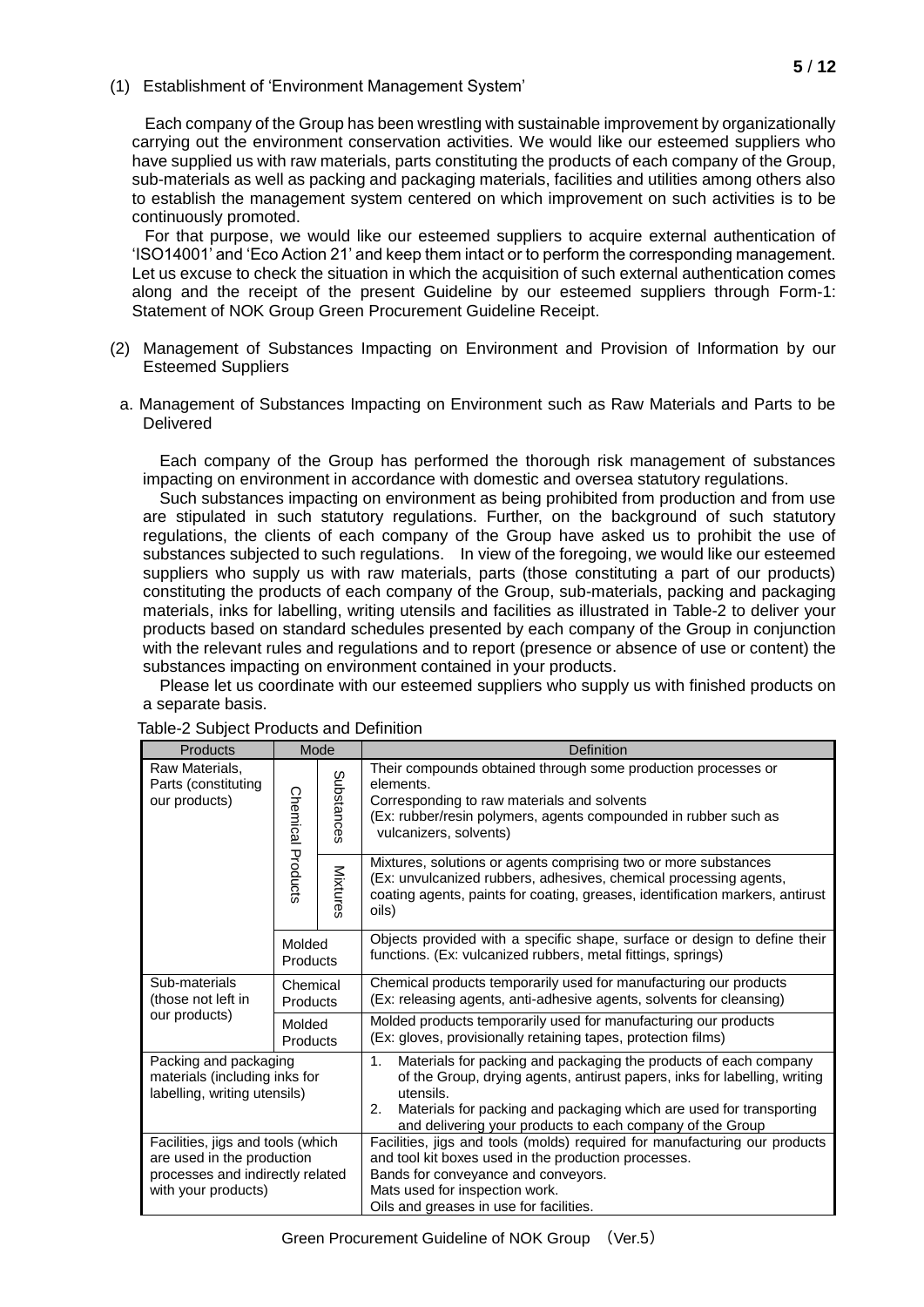(1) Establishment of 'Environment Management System'

Each company of the Group has been wrestling with sustainable improvement by organizationally carrying out the environment conservation activities. We would like our esteemed suppliers who have supplied us with raw materials, parts constituting the products of each company of the Group, sub-materials as well as packing and packaging materials, facilities and utilities among others also to establish the management system centered on which improvement on such activities is to be continuously promoted.

For that purpose, we would like our esteemed suppliers to acquire external authentication of 'ISO14001' and 'Eco Action 21' and keep them intact or to perform the corresponding management. Let us excuse to check the situation in which the acquisition of such external authentication comes along and the receipt of the present Guideline by our esteemed suppliers through Form-1: Statement of NOK Group Green Procurement Guideline Receipt.

(2) Management of Substances Impacting on Environment and Provision of Information by our Esteemed Suppliers

a. Management of Substances Impacting on Environment such as Raw Materials and Parts to be Delivered

Each company of the Group has performed the thorough risk management of substances impacting on environment in accordance with domestic and oversea statutory regulations.

Such substances impacting on environment as being prohibited from production and from use are stipulated in such statutory regulations. Further, on the background of such statutory regulations, the clients of each company of the Group have asked us to prohibit the use of substances subjected to such regulations. In view of the foregoing, we would like our esteemed suppliers who supply us with raw materials, parts (those constituting a part of our products) constituting the products of each company of the Group, sub-materials, packing and packaging materials, inks for labelling, writing utensils and facilities as illustrated in Table-2 to deliver your products based on standard schedules presented by each company of the Group in conjunction with the relevant rules and regulations and to report (presence or absence of use or content) the substances impacting on environment contained in your products.

Please let us coordinate with our esteemed suppliers who supply us with finished products on a separate basis.

Table-2 Subject Products and Definition

| Products | Mode | | Definition |
|---|---|---|---|
| Raw Materials, Parts (constituting our products) | Chemical Products | Substances | Their compounds obtained through some production processes or elements.<br>Corresponding to raw materials and solvents<br>(Ex: rubber/resin polymers, agents compounded in rubber such as vulcanizers, solvents) |
| | | Mixtures | Mixtures, solutions or agents comprising two or more substances<br>(Ex: unvulcanized rubbers, adhesives, chemical processing agents, coating agents, paints for coating, greases, identification markers, antirust oils) |
| | Molded Products | | Objects provided with a specific shape, surface or design to define their functions. (Ex: vulcanized rubbers, metal fittings, springs) |
| Sub-materials (those not left in our products) | Chemical Products | | Chemical products temporarily used for manufacturing our products<br>(Ex: releasing agents, anti-adhesive agents, solvents for cleansing) |
| | Molded Products | | Molded products temporarily used for manufacturing our products<br>(Ex: gloves, provisionally retaining tapes, protection films) |
| Packing and packaging materials (including inks for labelling, writing utensils) | | | 1. Materials for packing and packaging the products of each company of the Group, drying agents, antirust papers, inks for labelling, writing utensils.<br>2. Materials for packing and packaging which are used for transporting and delivering your products to each company of the Group |
| Facilities, jigs and tools (which are used in the production processes and indirectly related with your products) | | | Facilities, jigs and tools (molds) required for manufacturing our products and tool kit boxes used in the production processes.<br>Bands for conveyance and conveyors.<br>Mats used for inspection work.<br>Oils and greases in use for facilities. |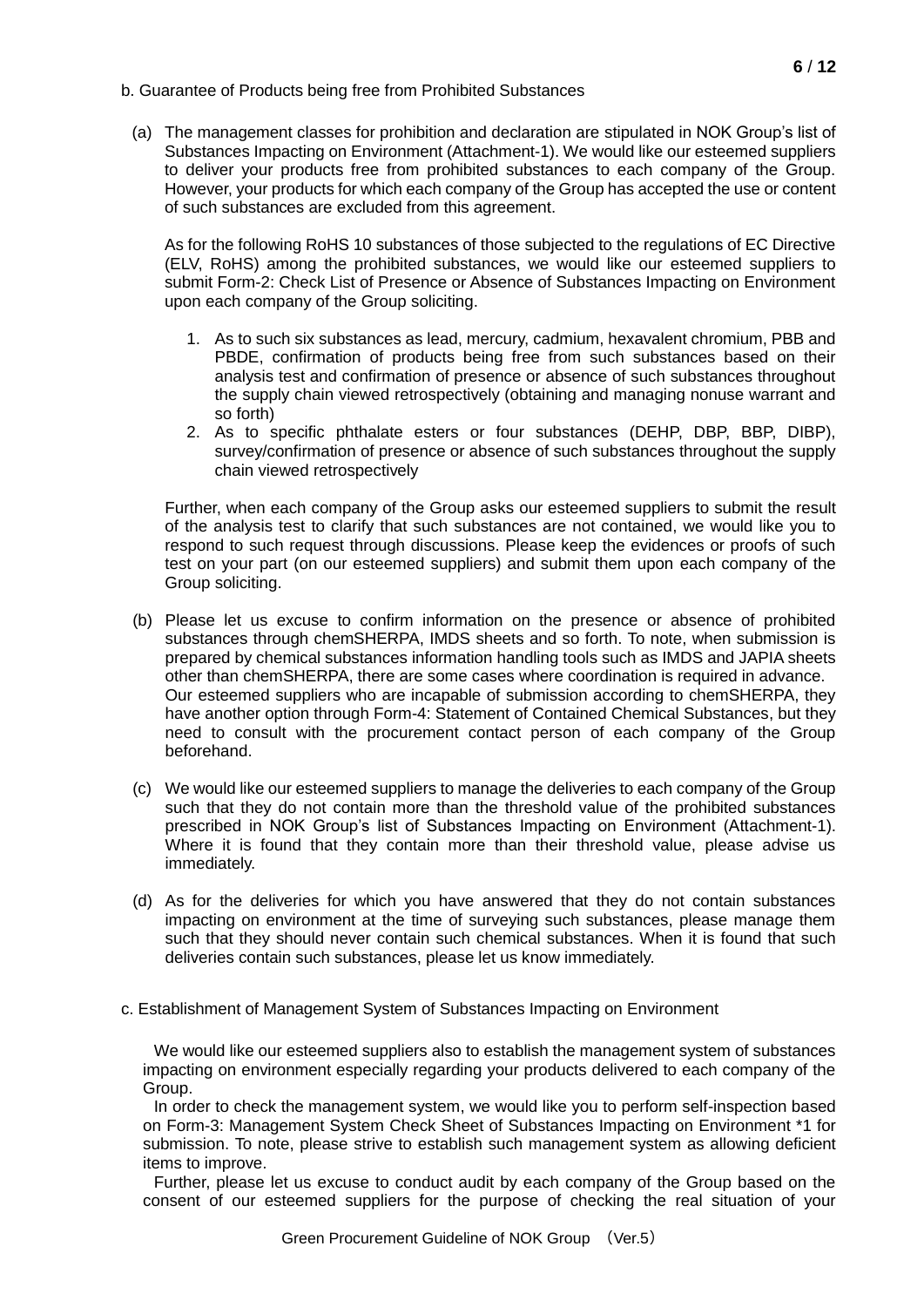b. Guarantee of Products being free from Prohibited Substances

(a) The management classes for prohibition and declaration are stipulated in NOK Group's list of Substances Impacting on Environment (Attachment-1). We would like our esteemed suppliers to deliver your products free from prohibited substances to each company of the Group. However, your products for which each company of the Group has accepted the use or content of such substances are excluded from this agreement.

As for the following RoHS 10 substances of those subjected to the regulations of EC Directive (ELV, RoHS) among the prohibited substances, we would like our esteemed suppliers to submit Form-2: Check List of Presence or Absence of Substances Impacting on Environment upon each company of the Group soliciting.

1. As to such six substances as lead, mercury, cadmium, hexavalent chromium, PBB and PBDE, confirmation of products being free from such substances based on their analysis test and confirmation of presence or absence of such substances throughout the supply chain viewed retrospectively (obtaining and managing nonuse warrant and so forth)
2. As to specific phthalate esters or four substances (DEHP, DBP, BBP, DIBP), survey/confirmation of presence or absence of such substances throughout the supply chain viewed retrospectively

Further, when each company of the Group asks our esteemed suppliers to submit the result of the analysis test to clarify that such substances are not contained, we would like you to respond to such request through discussions. Please keep the evidences or proofs of such test on your part (on our esteemed suppliers) and submit them upon each company of the Group soliciting.

(b) Please let us excuse to confirm information on the presence or absence of prohibited substances through chemSHERPA, IMDS sheets and so forth. To note, when submission is prepared by chemical substances information handling tools such as IMDS and JAPIA sheets other than chemSHERPA, there are some cases where coordination is required in advance. Our esteemed suppliers who are incapable of submission according to chemSHERPA, they have another option through Form-4: Statement of Contained Chemical Substances, but they need to consult with the procurement contact person of each company of the Group beforehand.

(c) We would like our esteemed suppliers to manage the deliveries to each company of the Group such that they do not contain more than the threshold value of the prohibited substances prescribed in NOK Group's list of Substances Impacting on Environment (Attachment-1). Where it is found that they contain more than their threshold value, please advise us immediately.

(d) As for the deliveries for which you have answered that they do not contain substances impacting on environment at the time of surveying such substances, please manage them such that they should never contain such chemical substances. When it is found that such deliveries contain such substances, please let us know immediately.

c. Establishment of Management System of Substances Impacting on Environment

We would like our esteemed suppliers also to establish the management system of substances impacting on environment especially regarding your products delivered to each company of the Group.

In order to check the management system, we would like you to perform self-inspection based on Form-3: Management System Check Sheet of Substances Impacting on Environment *1 for submission. To note, please strive to establish such management system as allowing deficient items to improve.

Further, please let us excuse to conduct audit by each company of the Group based on the consent of our esteemed suppliers for the purpose of checking the real situation of your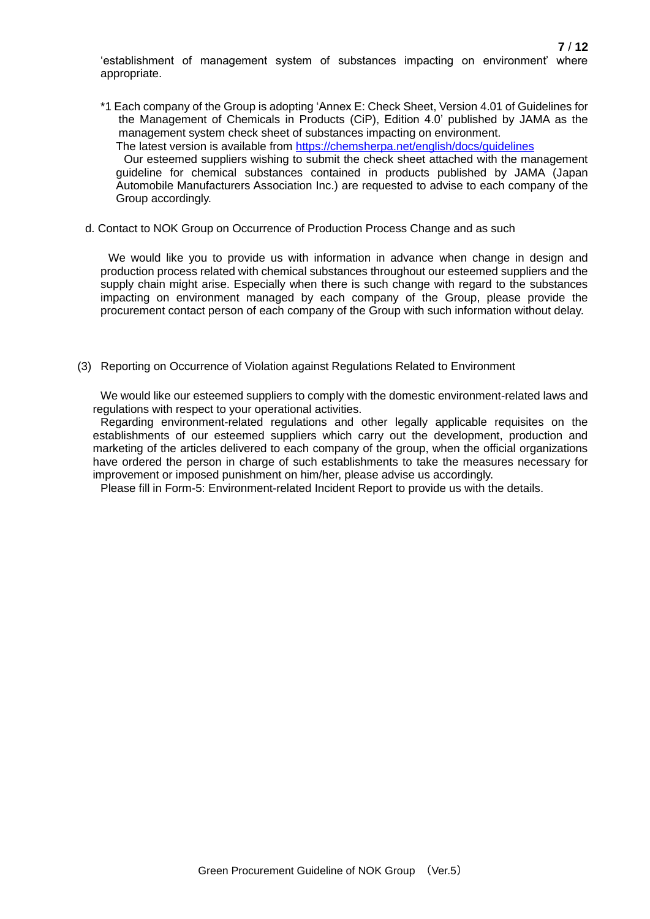'establishment of management system of substances impacting on environment' where appropriate.

*1 Each company of the Group is adopting 'Annex E: Check Sheet, Version 4.01 of Guidelines for the Management of Chemicals in Products (CiP), Edition 4.0' published by JAMA as the management system check sheet of substances impacting on environment.
The latest version is available from [https://chemsherpa.net/english/docs/guidelines](https://chemsherpa.net/english/docs/guidelines)
Our esteemed suppliers wishing to submit the check sheet attached with the management guideline for chemical substances contained in products published by JAMA (Japan Automobile Manufacturers Association Inc.) are requested to advise to each company of the Group accordingly.

d. Contact to NOK Group on Occurrence of Production Process Change and as such

We would like you to provide us with information in advance when change in design and production process related with chemical substances throughout our esteemed suppliers and the supply chain might arise. Especially when there is such change with regard to the substances impacting on environment managed by each company of the Group, please provide the procurement contact person of each company of the Group with such information without delay.

(3) Reporting on Occurrence of Violation against Regulations Related to Environment

We would like our esteemed suppliers to comply with the domestic environment-related laws and regulations with respect to your operational activities.
Regarding environment-related regulations and other legally applicable requisites on the establishments of our esteemed suppliers which carry out the development, production and marketing of the articles delivered to each company of the group, when the official organizations have ordered the person in charge of such establishments to take the measures necessary for improvement or imposed punishment on him/her, please advise us accordingly.
Please fill in Form-5: Environment-related Incident Report to provide us with the details.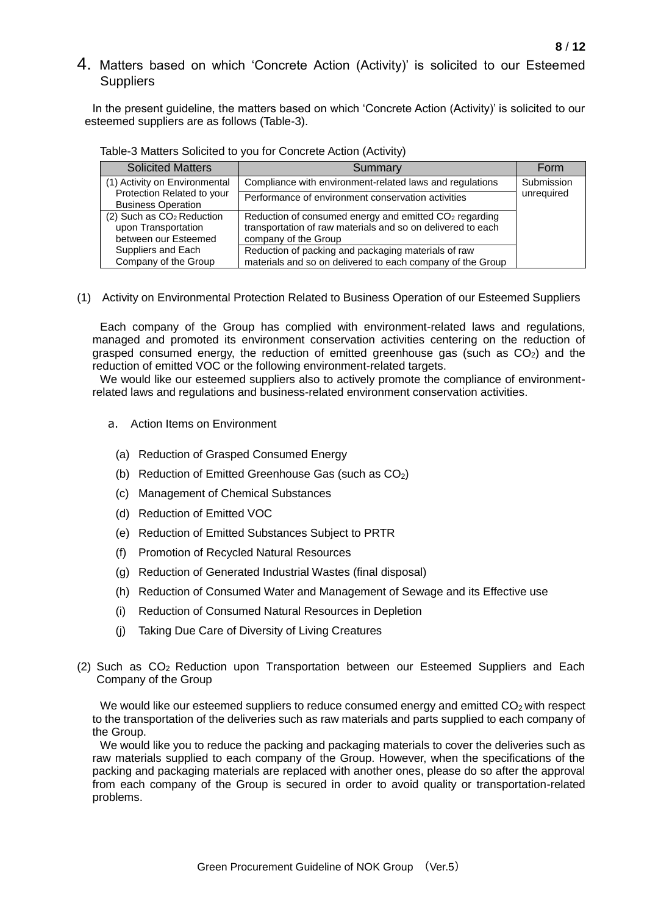## 4. Matters based on which 'Concrete Action (Activity)' is solicited to our Esteemed Suppliers

In the present guideline, the matters based on which 'Concrete Action (Activity)' is solicited to our esteemed suppliers are as follows (Table-3).

Table-3 Matters Solicited to you for Concrete Action (Activity)

| Solicited Matters | Summary | Form |
|---|---|---|
| (1) Activity on Environmental Protection Related to your Business Operation | Compliance with environment-related laws and regulations | Submission unrequired |
| | Performance of environment conservation activities | |
| (2) Such as $CO_2$ Reduction upon Transportation between our Esteemed Suppliers and Each Company of the Group | Reduction of consumed energy and emitted $CO_2$ regarding transportation of raw materials and so on delivered to each company of the Group | |
| | Reduction of packing and packaging materials of raw materials and so on delivered to each company of the Group | |

(1) Activity on Environmental Protection Related to Business Operation of our Esteemed Suppliers

Each company of the Group has complied with environment-related laws and regulations, managed and promoted its environment conservation activities centering on the reduction of grasped consumed energy, the reduction of emitted greenhouse gas (such as $CO_2$) and the reduction of emitted VOC or the following environment-related targets.

We would like our esteemed suppliers also to actively promote the compliance of environment-related laws and regulations and business-related environment conservation activities.

a. Action Items on Environment

(a) Reduction of Grasped Consumed Energy

(b) Reduction of Emitted Greenhouse Gas (such as $CO_2$)

(c) Management of Chemical Substances

(d) Reduction of Emitted VOC

(e) Reduction of Emitted Substances Subject to PRTR

(f) Promotion of Recycled Natural Resources

(g) Reduction of Generated Industrial Wastes (final disposal)

(h) Reduction of Consumed Water and Management of Sewage and its Effective use

(i) Reduction of Consumed Natural Resources in Depletion

(j) Taking Due Care of Diversity of Living Creatures

(2) Such as $CO_2$ Reduction upon Transportation between our Esteemed Suppliers and Each Company of the Group

We would like our esteemed suppliers to reduce consumed energy and emitted $CO_2$ with respect to the transportation of the deliveries such as raw materials and parts supplied to each company of the Group.

We would like you to reduce the packing and packaging materials to cover the deliveries such as raw materials supplied to each company of the Group. However, when the specifications of the packing and packaging materials are replaced with another ones, please do so after the approval from each company of the Group is secured in order to avoid quality or transportation-related problems.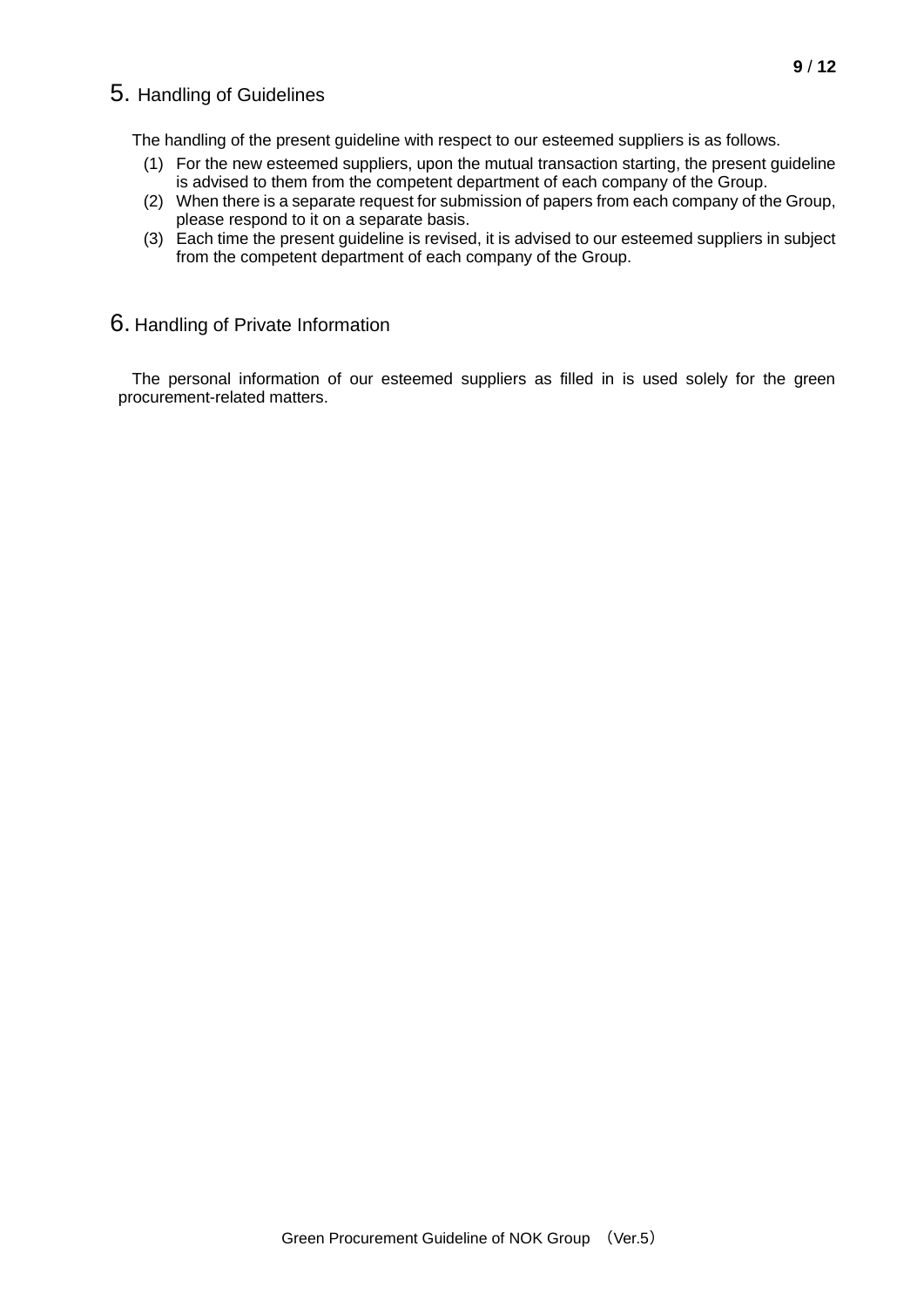## 5. Handling of Guidelines

The handling of the present guideline with respect to our esteemed suppliers is as follows.

(1) For the new esteemed suppliers, upon the mutual transaction starting, the present guideline is advised to them from the competent department of each company of the Group.
(2) When there is a separate request for submission of papers from each company of the Group, please respond to it on a separate basis.
(3) Each time the present guideline is revised, it is advised to our esteemed suppliers in subject from the competent department of each company of the Group.

## 6. Handling of Private Information

The personal information of our esteemed suppliers as filled in is used solely for the green procurement-related matters.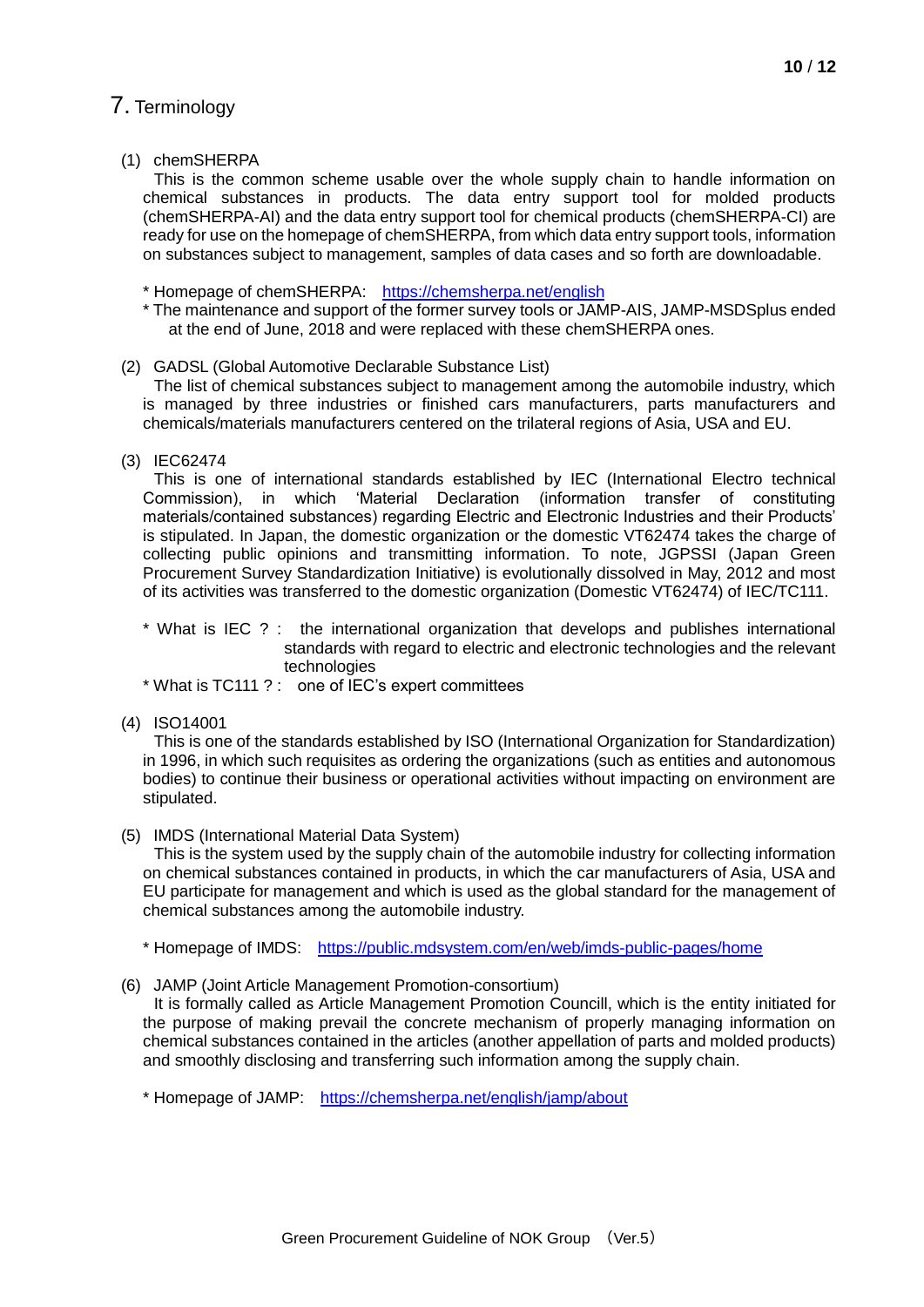## 7. Terminology

(1) chemSHERPA

This is the common scheme usable over the whole supply chain to handle information on chemical substances in products. The data entry support tool for molded products (chemSHERPA-AI) and the data entry support tool for chemical products (chemSHERPA-CI) are ready for use on the homepage of chemSHERPA, from which data entry support tools, information on substances subject to management, samples of data cases and so forth are downloadable.

* Homepage of chemSHERPA: https://chemsherpa.net/english
* The maintenance and support of the former survey tools or JAMP-AIS, JAMP-MSDSplus ended at the end of June, 2018 and were replaced with these chemSHERPA ones.

(2) GADSL (Global Automotive Declarable Substance List)

The list of chemical substances subject to management among the automobile industry, which is managed by three industries or finished cars manufacturers, parts manufacturers and chemicals/materials manufacturers centered on the trilateral regions of Asia, USA and EU.

(3) IEC62474

This is one of international standards established by IEC (International Electro technical Commission), in which 'Material Declaration (information transfer of constituting materials/contained substances) regarding Electric and Electronic Industries and their Products' is stipulated. In Japan, the domestic organization or the domestic VT62474 takes the charge of collecting public opinions and transmitting information. To note, JGPSSI (Japan Green Procurement Survey Standardization Initiative) is evolutionally dissolved in May, 2012 and most of its activities was transferred to the domestic organization (Domestic VT62474) of IEC/TC111.

* What is IEC ? : the international organization that develops and publishes international standards with regard to electric and electronic technologies and the relevant technologies
* What is TC111 ? : one of IEC's expert committees

(4) ISO14001

This is one of the standards established by ISO (International Organization for Standardization) in 1996, in which such requisites as ordering the organizations (such as entities and autonomous bodies) to continue their business or operational activities without impacting on environment are stipulated.

(5) IMDS (International Material Data System)

This is the system used by the supply chain of the automobile industry for collecting information on chemical substances contained in products, in which the car manufacturers of Asia, USA and EU participate for management and which is used as the global standard for the management of chemical substances among the automobile industry.

* Homepage of IMDS: https://public.mdsystem.com/en/web/imds-public-pages/home

(6) JAMP (Joint Article Management Promotion-consortium)

It is formally called as Article Management Promotion Councill, which is the entity initiated for the purpose of making prevail the concrete mechanism of properly managing information on chemical substances contained in the articles (another appellation of parts and molded products) and smoothly disclosing and transferring such information among the supply chain.

* Homepage of JAMP: https://chemsherpa.net/english/jamp/about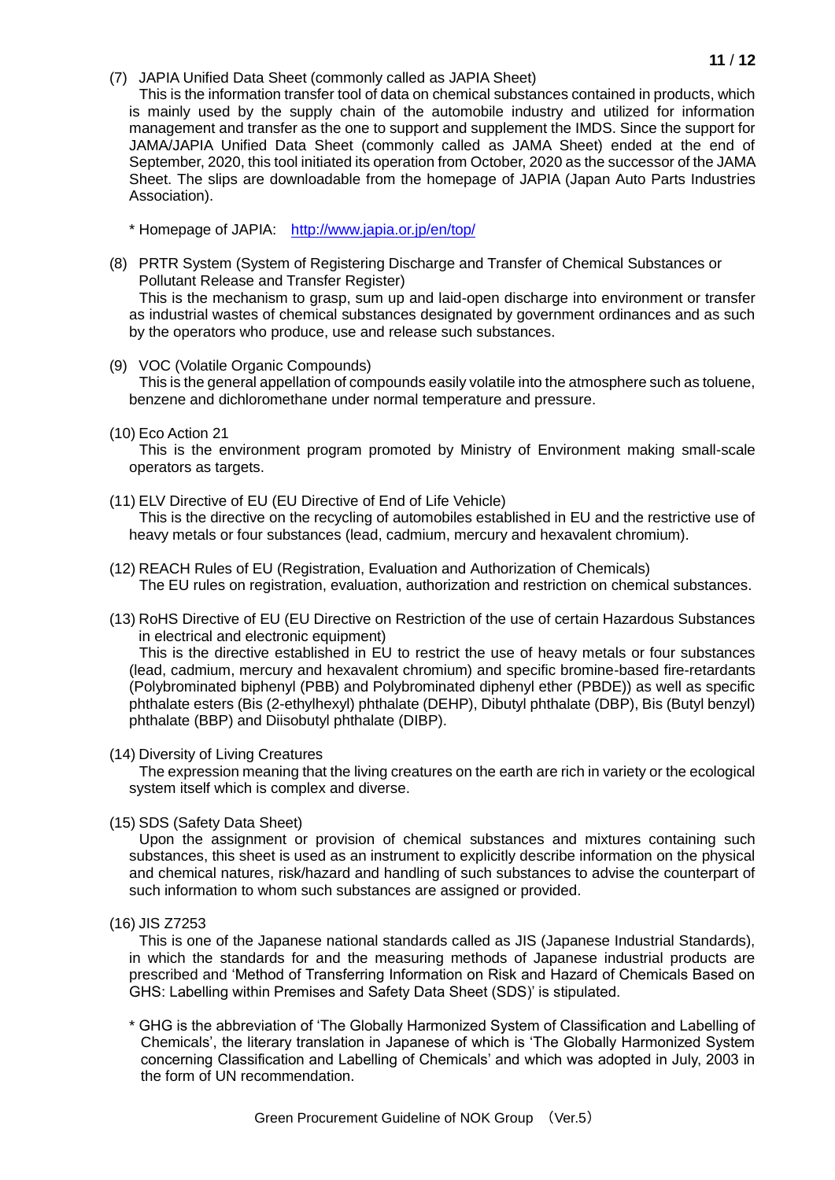(7) JAPIA Unified Data Sheet (commonly called as JAPIA Sheet)

This is the information transfer tool of data on chemical substances contained in products, which is mainly used by the supply chain of the automobile industry and utilized for information management and transfer as the one to support and supplement the IMDS. Since the support for JAMA/JAPIA Unified Data Sheet (commonly called as JAMA Sheet) ended at the end of September, 2020, this tool initiated its operation from October, 2020 as the successor of the JAMA Sheet. The slips are downloadable from the homepage of JAPIA (Japan Auto Parts Industries Association).

\* Homepage of JAPIA: http://www.japia.or.jp/en/top/

(8) PRTR System (System of Registering Discharge and Transfer of Chemical Substances or Pollutant Release and Transfer Register)

This is the mechanism to grasp, sum up and laid-open discharge into environment or transfer as industrial wastes of chemical substances designated by government ordinances and as such by the operators who produce, use and release such substances.

(9) VOC (Volatile Organic Compounds)

This is the general appellation of compounds easily volatile into the atmosphere such as toluene, benzene and dichloromethane under normal temperature and pressure.

(10) Eco Action 21

This is the environment program promoted by Ministry of Environment making small-scale operators as targets.

(11) ELV Directive of EU (EU Directive of End of Life Vehicle)

This is the directive on the recycling of automobiles established in EU and the restrictive use of heavy metals or four substances (lead, cadmium, mercury and hexavalent chromium).

(12) REACH Rules of EU (Registration, Evaluation and Authorization of Chemicals)

The EU rules on registration, evaluation, authorization and restriction on chemical substances.

(13) RoHS Directive of EU (EU Directive on Restriction of the use of certain Hazardous Substances in electrical and electronic equipment)

This is the directive established in EU to restrict the use of heavy metals or four substances (lead, cadmium, mercury and hexavalent chromium) and specific bromine-based fire-retardants (Polybrominated biphenyl (PBB) and Polybrominated diphenyl ether (PBDE)) as well as specific phthalate esters (Bis (2-ethylhexyl) phthalate (DEHP), Dibutyl phthalate (DBP), Bis (Butyl benzyl) phthalate (BBP) and Diisobutyl phthalate (DIBP).

(14) Diversity of Living Creatures

The expression meaning that the living creatures on the earth are rich in variety or the ecological system itself which is complex and diverse.

(15) SDS (Safety Data Sheet)

Upon the assignment or provision of chemical substances and mixtures containing such substances, this sheet is used as an instrument to explicitly describe information on the physical and chemical natures, risk/hazard and handling of such substances to advise the counterpart of such information to whom such substances are assigned or provided.

(16) JIS Z7253

This is one of the Japanese national standards called as JIS (Japanese Industrial Standards), in which the standards for and the measuring methods of Japanese industrial products are prescribed and 'Method of Transferring Information on Risk and Hazard of Chemicals Based on GHS: Labelling within Premises and Safety Data Sheet (SDS)' is stipulated.

\* GHG is the abbreviation of 'The Globally Harmonized System of Classification and Labelling of Chemicals', the literary translation in Japanese of which is 'The Globally Harmonized System concerning Classification and Labelling of Chemicals' and which was adopted in July, 2003 in the form of UN recommendation.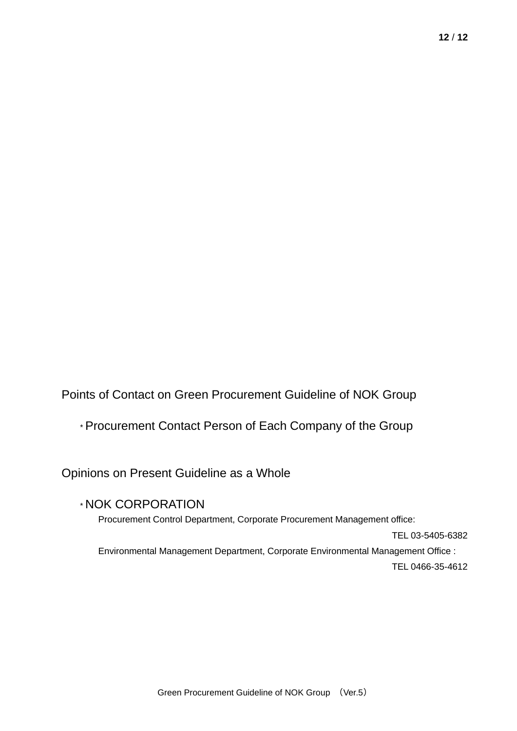## Points of Contact on Green Procurement Guideline of NOK Group

* Procurement Contact Person of Each Company of the Group

## Opinions on Present Guideline as a Whole

* NOK CORPORATION

  Procurement Control Department, Corporate Procurement Management office:

  TEL 03-5405-6382

  Environmental Management Department, Corporate Environmental Management Office :

  TEL 0466-35-4612